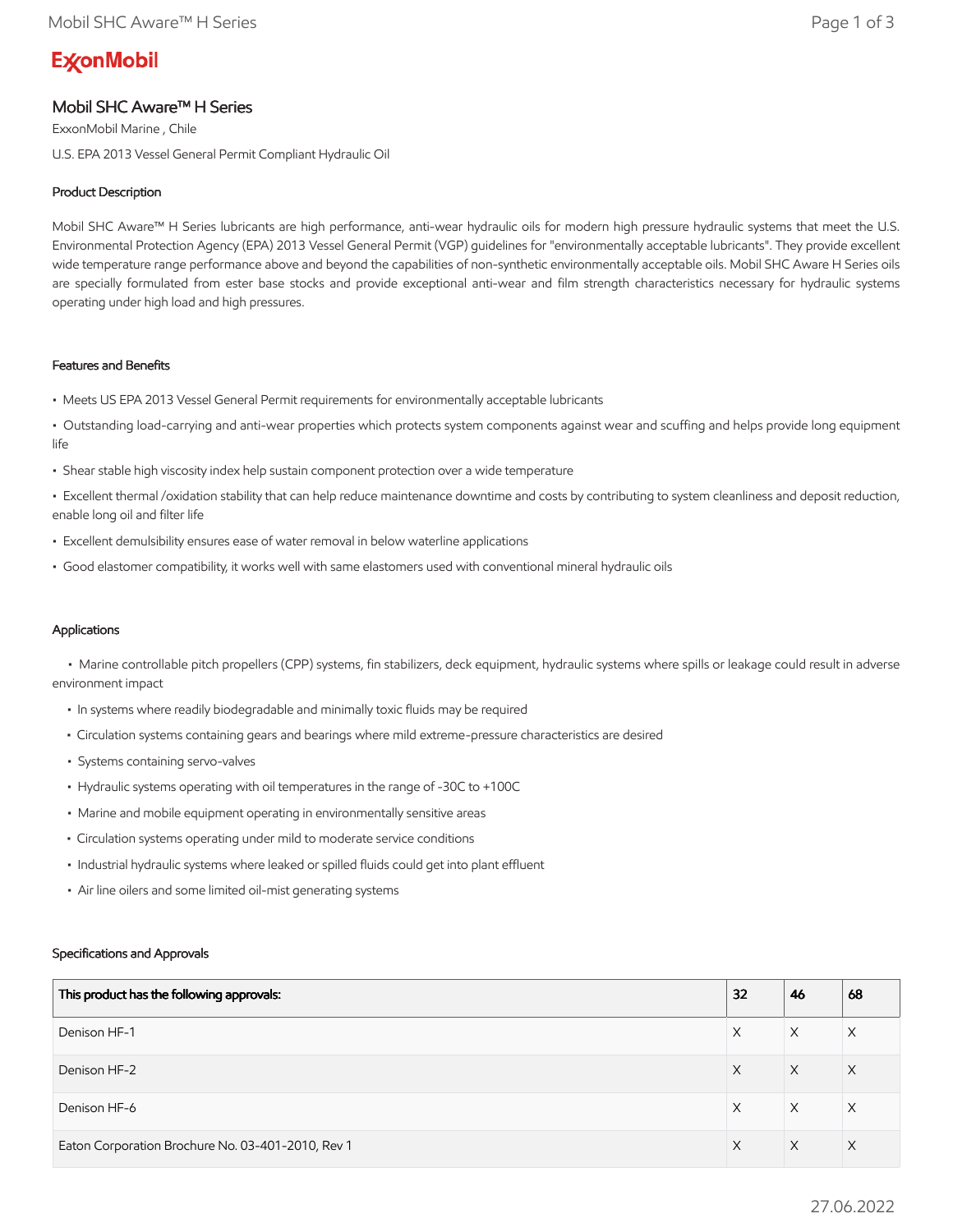ExxonMobil

# Mobil SHC Aware™ H Series

ExxonMobil Marine , Chile

U.S. EPA 2013 Vessel General Permit Compliant Hydraulic Oil

## Product Description

Mobil SHC Aware™ H Series lubricants are high performance, anti-wear hydraulic oils for modern high pressure hydraulic systems that meet the U.S. Environmental Protection Agency (EPA) 2013 Vessel General Permit (VGP) guidelines for "environmentally acceptable lubricants". They provide excellent wide temperature range performance above and beyond the capabilities of non-synthetic environmentally acceptable oils. Mobil SHC Aware H Series oils are specially formulated from ester base stocks and provide exceptional anti-wear and film strength characteristics necessary for hydraulic systems operating under high load and high pressures.

## Features and Benefits

- Meets US EPA 2013 Vessel General Permit requirements for environmentally acceptable lubricants
- Outstanding load-carrying and anti-wear properties which protects system components against wear and scuffing and helps provide long equipment life
- Shear stable high viscosity index help sustain component protection over a wide temperature
- Excellent thermal /oxidation stability that can help reduce maintenance downtime and costs by contributing to system cleanliness and deposit reduction, enable long oil and filter life
- Excellent demulsibility ensures ease of water removal in below waterline applications
- Good elastomer compatibility, it works well with same elastomers used with conventional mineral hydraulic oils

## Applications

- Marine controllable pitch propellers (CPP) systems, fin stabilizers, deck equipment, hydraulic systems where spills or leakage could result in adverse environment impact
- In systems where readily biodegradable and minimally toxic fluids may be required
- Circulation systems containing gears and bearings where mild extreme-pressure characteristics are desired
- Systems containing servo-valves
- Hydraulic systems operating with oil temperatures in the range of -30C to +100C
- Marine and mobile equipment operating in environmentally sensitive areas
- Circulation systems operating under mild to moderate service conditions
- Industrial hydraulic systems where leaked or spilled fluids could get into plant effluent
- Air line oilers and some limited oil-mist generating systems

## Specifications and Approvals

| This product has the following approvals: | 32 | 46 | 68 |
|---|---|---|---|
| Denison HF-1 | X | X | X |
| Denison HF-2 | X | X | X |
| Denison HF-6 | X | X | X |
| Eaton Corporation Brochure No. 03-401-2010, Rev 1 | X | X | X |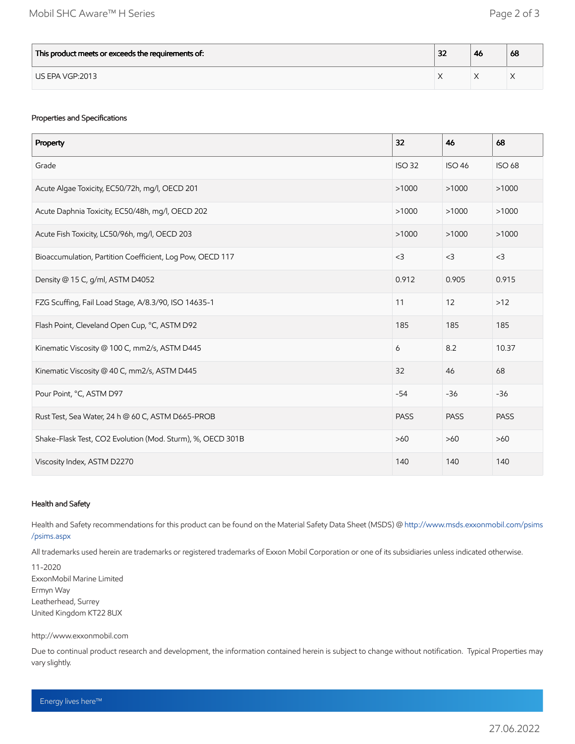| This product meets or exceeds the requirements of: | 32 | 46 | 68 |
|---|---|---|---|
| US EPA VGP:2013 | X | X | X |

### Properties and Specifications

| Property | 32 | 46 | 68 |
|---|---|---|---|
| Grade | ISO 32 | ISO 46 | ISO 68 |
| Acute Algae Toxicity, EC50/72h, mg/l, OECD 201 | >1000 | >1000 | >1000 |
| Acute Daphnia Toxicity, EC50/48h, mg/l, OECD 202 | >1000 | >1000 | >1000 |
| Acute Fish Toxicity, LC50/96h, mg/l, OECD 203 | >1000 | >1000 | >1000 |
| Bioaccumulation, Partition Coefficient, Log Pow, OECD 117 | <3 | <3 | <3 |
| Density @ 15 C, g/ml, ASTM D4052 | 0.912 | 0.905 | 0.915 |
| FZG Scuffing, Fail Load Stage, A/8.3/90, ISO 14635-1 | 11 | 12 | >12 |
| Flash Point, Cleveland Open Cup, °C, ASTM D92 | 185 | 185 | 185 |
| Kinematic Viscosity @ 100 C, mm2/s, ASTM D445 | 6 | 8.2 | 10.37 |
| Kinematic Viscosity @ 40 C, mm2/s, ASTM D445 | 32 | 46 | 68 |
| Pour Point, °C, ASTM D97 | -54 | -36 | -36 |
| Rust Test, Sea Water, 24 h @ 60 C, ASTM D665-PROB | PASS | PASS | PASS |
| Shake-Flask Test, CO2 Evolution (Mod. Sturm), %, OECD 301B | >60 | >60 | >60 |
| Viscosity Index, ASTM D2270 | 140 | 140 | 140 |

### Health and Safety

Health and Safety recommendations for this product can be found on the Material Safety Data Sheet (MSDS) @ http://www.msds.exxonmobil.com/psims/psims.aspx

All trademarks used herein are trademarks or registered trademarks of Exxon Mobil Corporation or one of its subsidiaries unless indicated otherwise.

11-2020
ExxonMobil Marine Limited
Ermyn Way
Leatherhead, Surrey
United Kingdom KT22 8UX

http://www.exxonmobil.com

Due to continual product research and development, the information contained herein is subject to change without notification. Typical Properties may vary slightly.

Energy lives here™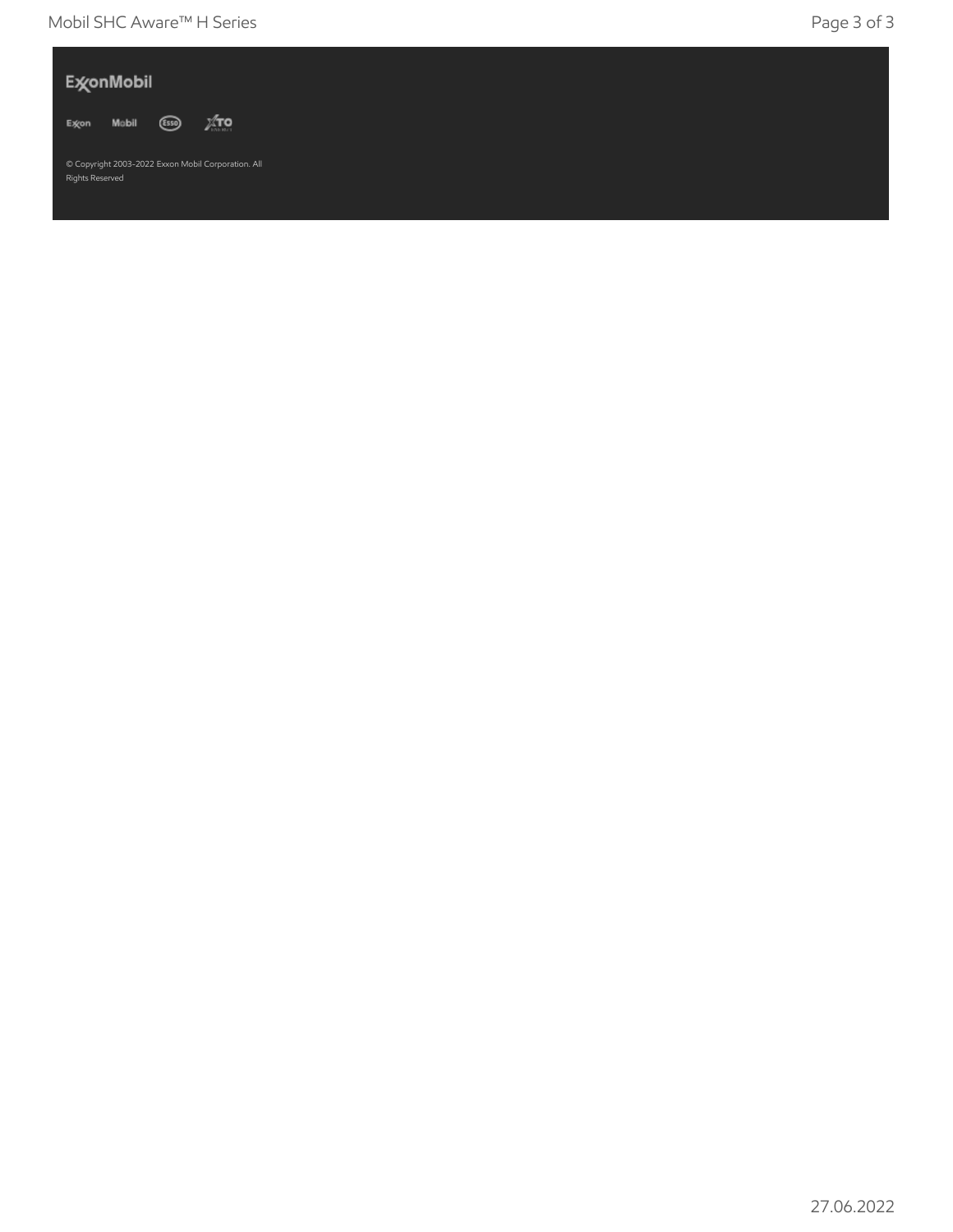ExxonMobil

Exxon Mobil Esso XTO

© Copyright 2003-2022 Exxon Mobil Corporation. All Rights Reserved